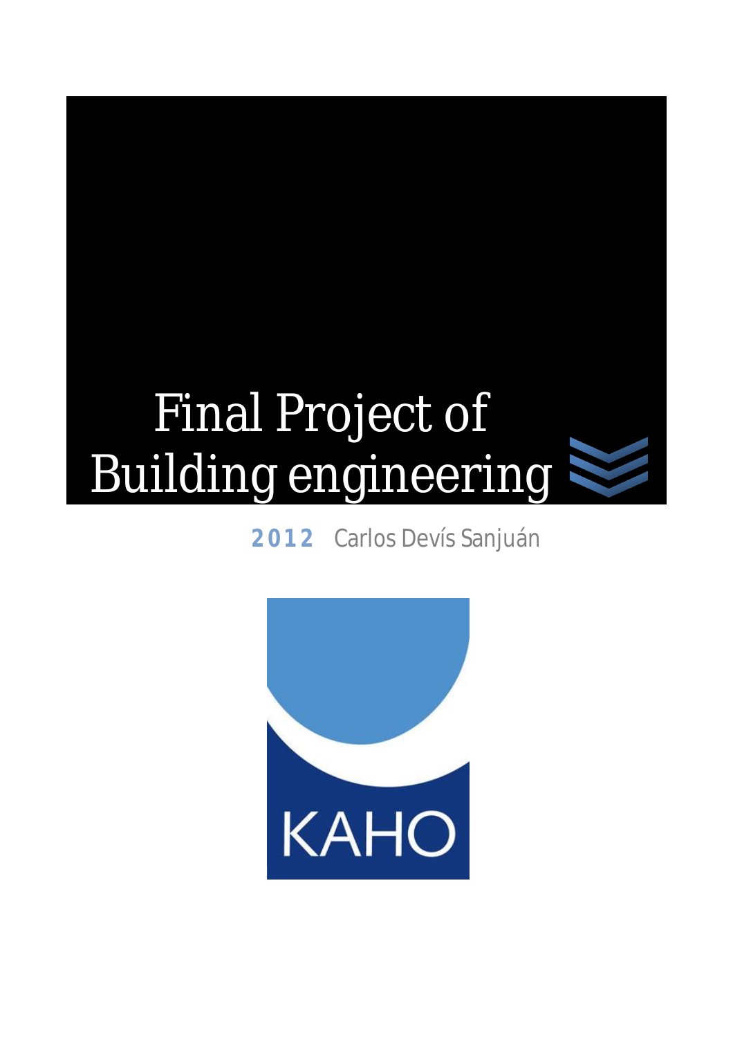# Final Project of Building engineering

**2012** Carlos Devís Sanjuán

KAHO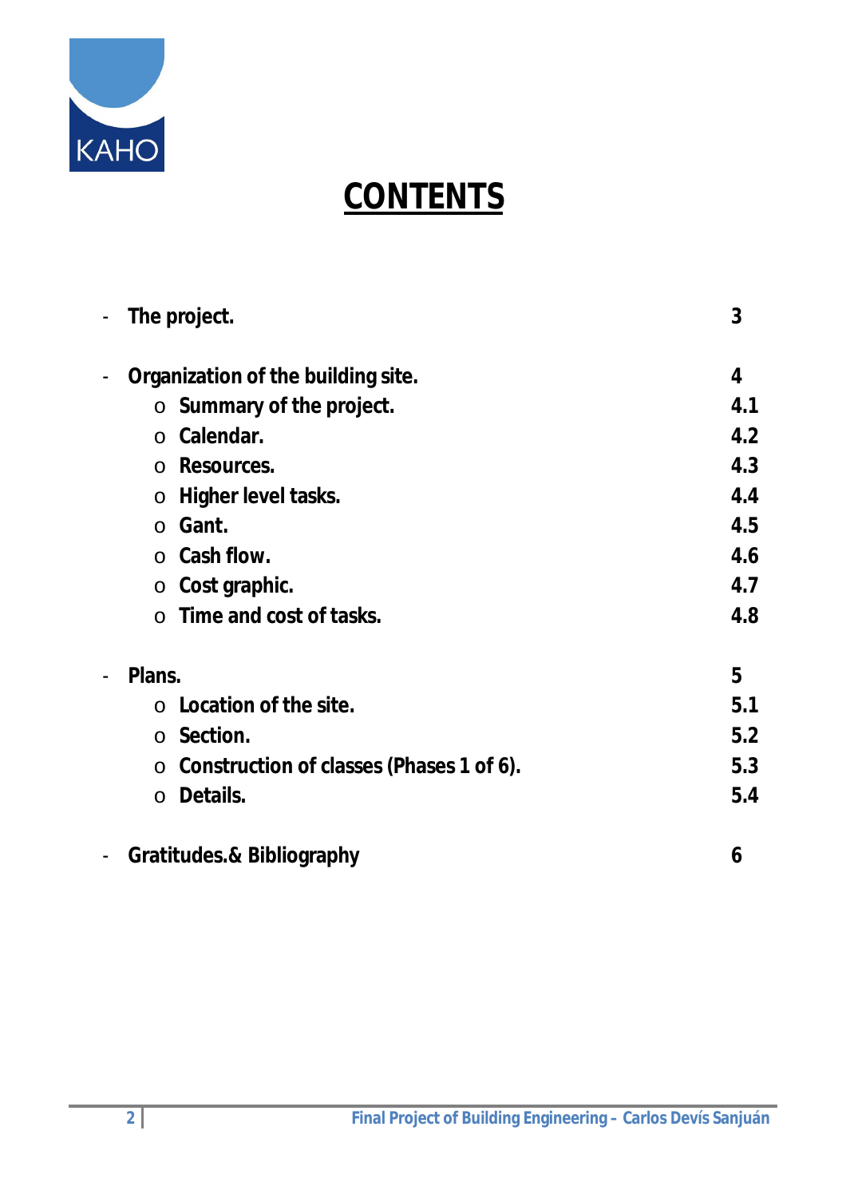# CONTENTS

- **The project.** 3
- **Organization of the building site.** 4
  - **Summary of the project.** 4.1
  - **Calendar.** 4.2
  - **Resources.** 4.3
  - **Higher level tasks.** 4.4
  - **Gant.** 4.5
  - **Cash flow.** 4.6
  - **Cost graphic.** 4.7
  - **Time and cost of tasks.** 4.8
- **Plans.** 5
  - **Location of the site.** 5.1
  - **Section.** 5.2
  - **Construction of classes (Phases 1 of 6).** 5.3
  - **Details.** 5.4
- **Gratitudes.& Bibliography** 6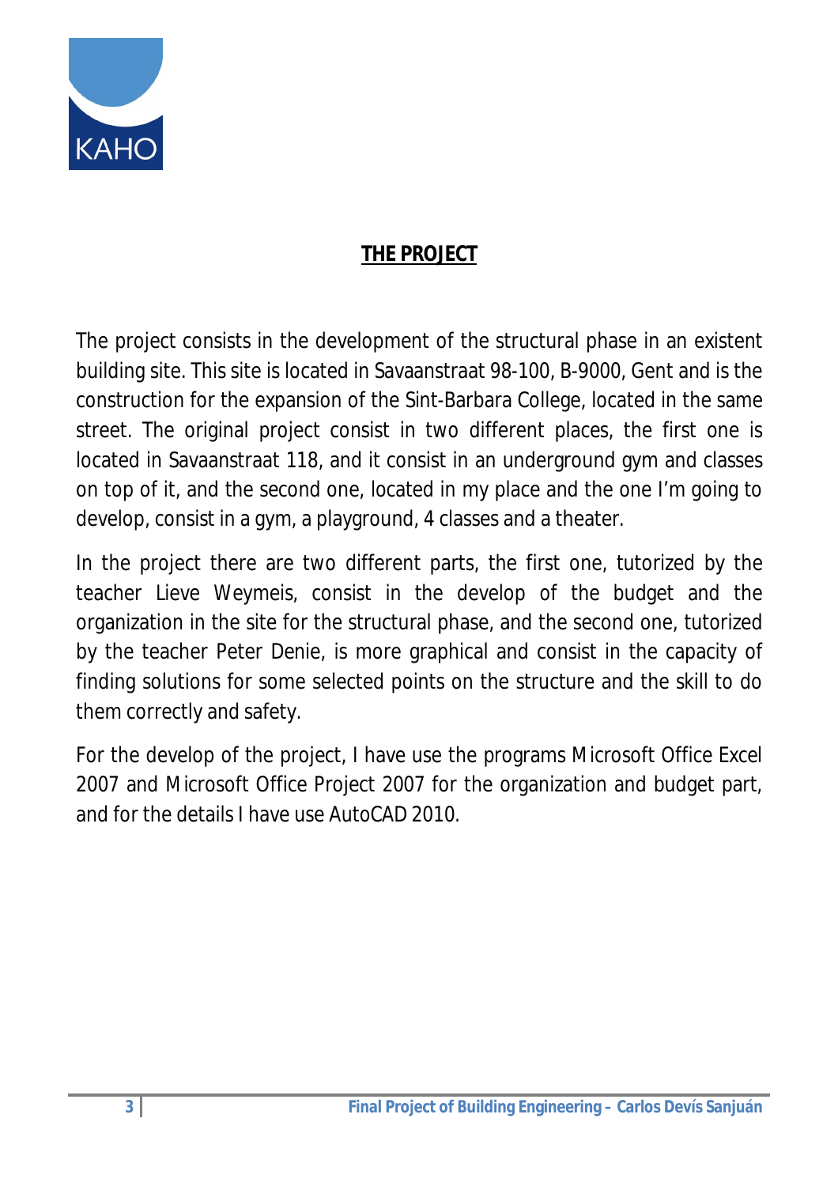# THE PROJECT

The project consists in the development of the structural phase in an existent building site. This site is located in Savaanstraat 98-100, B-9000, Gent and is the construction for the expansion of the Sint-Barbara College, located in the same street. The original project consist in two different places, the first one is located in Savaanstraat 118, and it consist in an underground gym and classes on top of it, and the second one, located in my place and the one I'm going to develop, consist in a gym, a playground, 4 classes and a theater.

In the project there are two different parts, the first one, tutorized by the teacher Lieve Weymeis, consist in the develop of the budget and the organization in the site for the structural phase, and the second one, tutorized by the teacher Peter Denie, is more graphical and consist in the capacity of finding solutions for some selected points on the structure and the skill to do them correctly and safety.

For the develop of the project, I have use the programs Microsoft Office Excel 2007 and Microsoft Office Project 2007 for the organization and budget part, and for the details I have use AutoCAD 2010.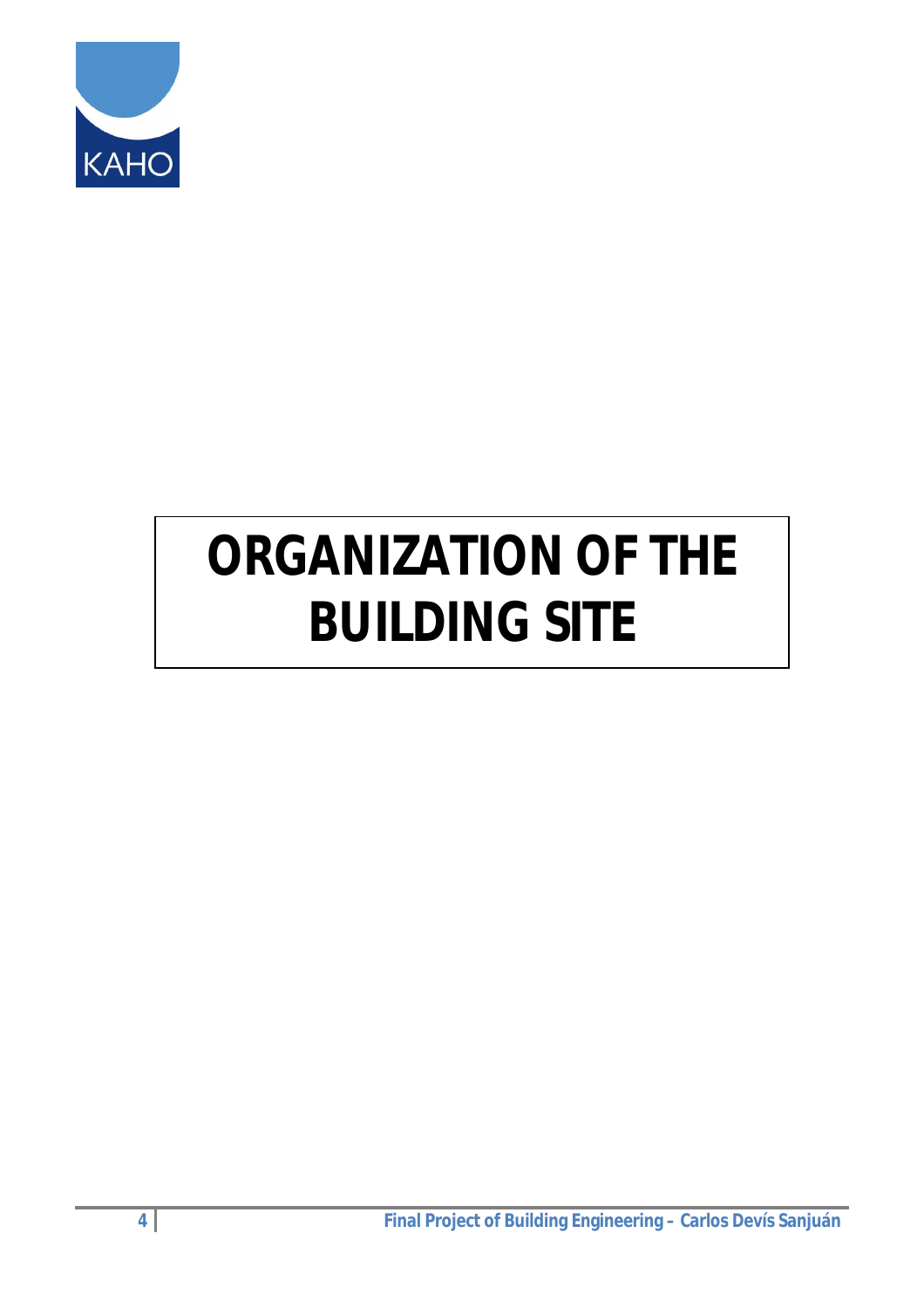# ORGANIZATION OF THE BUILDING SITE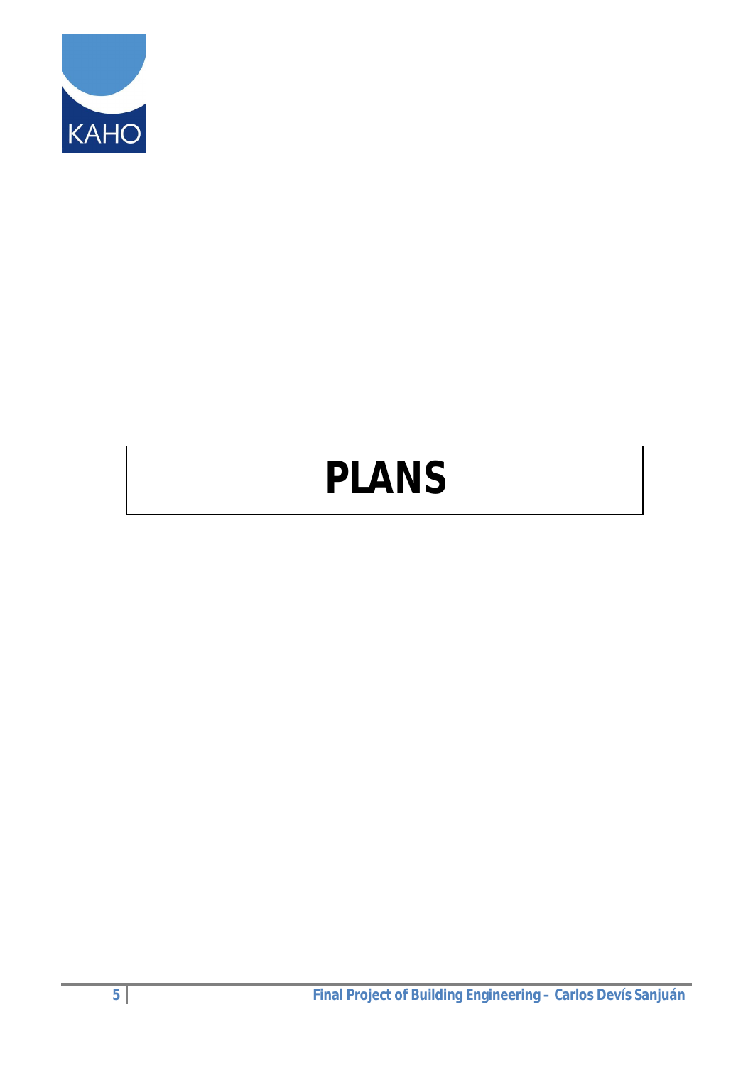# PLANS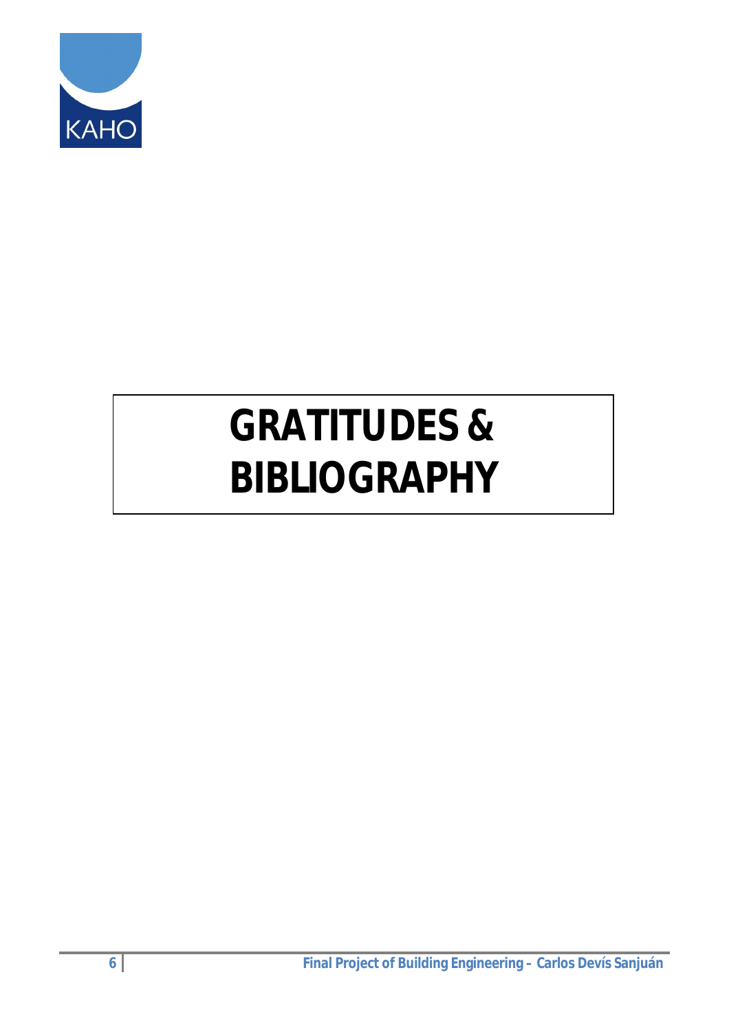# GRATITUDES & BIBLIOGRAPHY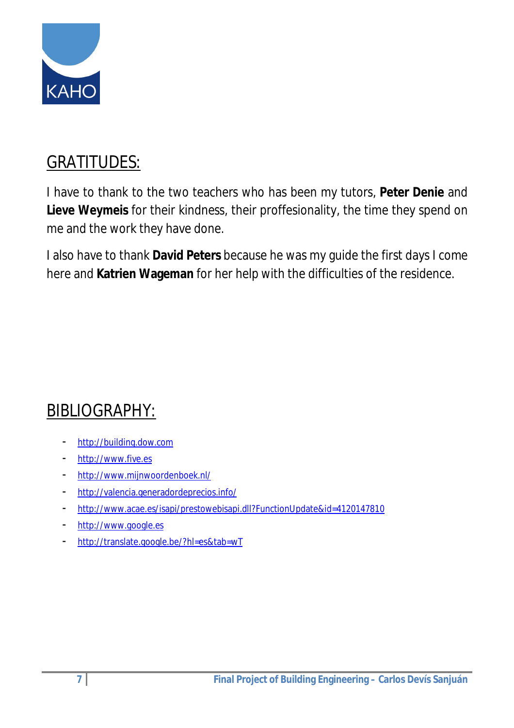## GRATITUDES:

I have to thank to the two teachers who has been my tutors, **Peter Denie** and **Lieve Weymeis** for their kindness, their proffesionality, the time they spend on me and the work they have done.

I also have to thank **David Peters** because he was my guide the first days I come here and **Katrien Wageman** for her help with the difficulties of the residence.

## BIBLIOGRAPHY:

- http://building.dow.com
- http://www.five.es
- http://www.mijnwoordenboek.nl/
- http://valencia.generadordeprecios.info/
- http://www.acae.es/isapi/prestowebisapi.dll?FunctionUpdate&id=4120147810
- http://www.google.es
- http://translate.google.be/?hl=es&tab=wT